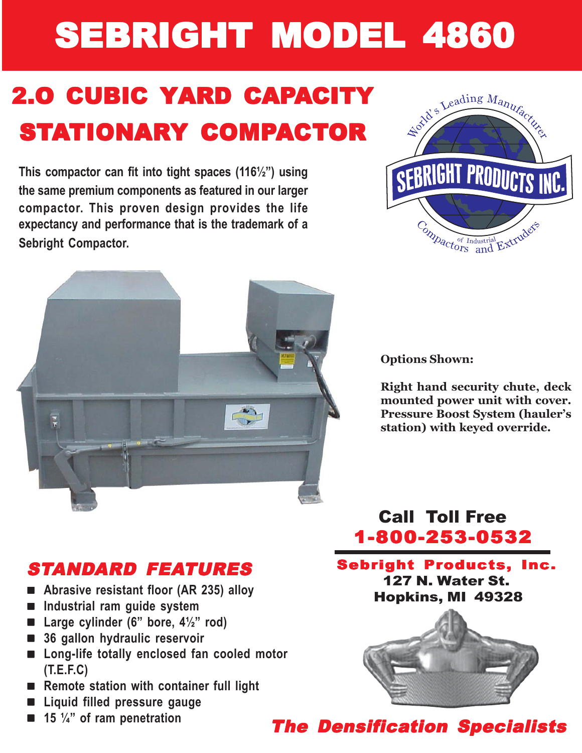# SEBRIGHT MODEL 4860

## 2.0 CUBIC YARD CAPACITY STATIONARY COMPACTOR

**This compactor can fit into tight spaces (116½") using the same premium components as featured in our larger compactor. This proven design provides the life expectancy and performance that is the trademark of a Sebright Compactor.**

World's Leading Manufacturer
SEBRIGHT PRODUCTS INC.
Compactors of Industrial and Extruders

**Options Shown:**

**Right hand security chute, deck mounted power unit with cover. Pressure Boost System (hauler's station) with keyed override.**

## *STANDARD FEATURES*

- Abrasive resistant floor (AR 235) alloy
- Industrial ram guide system
- Large cylinder (6" bore, 4½" rod)
- 36 gallon hydraulic reservoir
- Long-life totally enclosed fan cooled motor (T.E.F.C)
- Remote station with container full light
- Liquid filled pressure gauge
- 15 ¼" of ram penetration

**Call Toll Free**
**1-800-253-0532**

**Sebright Products, Inc.**
**127 N. Water St.**
**Hopkins, MI 49328**

***The Densification Specialists***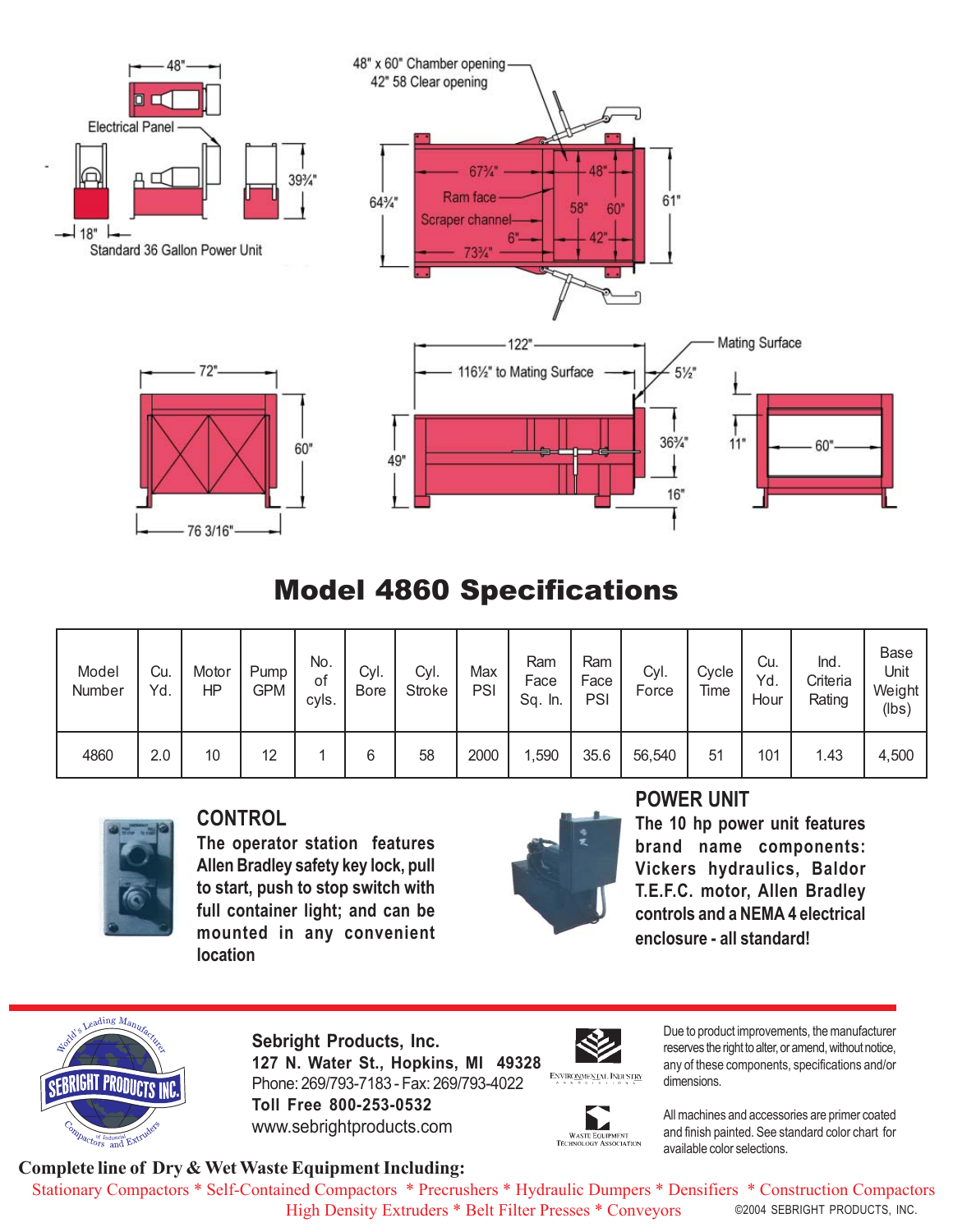48"

Electrical Panel

39¾"

18"

Standard 36 Gallon Power Unit

48" x 60" Chamber opening
42" 58 Clear opening

67¾"
48"
Ram face
64¾"
58"
60"
61"
Scraper channel
6"
42"
73¾"

72"

60"

76 3/16"

122"
116½" to Mating Surface
5½"
Mating Surface

49"
36¾"
16"
11"
60"

# Model 4860 Specifications

| Model Number | Cu. Yd. | Motor HP | Pump GPM | No. of cyls. | Cyl. Bore | Cyl. Stroke | Max PSI | Ram Face Sq. In. | Ram Face PSI | Cyl. Force | Cycle Time | Cu. Yd. Hour | Ind. Criteria Rating | Base Unit Weight (lbs) |
|---|---|---|---|---|---|---|---|---|---|---|---|---|---|---|
| 4860 | 2.0 | 10 | 12 | 1 | 6 | 58 | 2000 | 1,590 | 35.6 | 56,540 | 51 | 101 | 1.43 | 4,500 |

## CONTROL

The operator station features Allen Bradley safety key lock, pull to start, push to stop switch with full container light; and can be mounted in any convenient location

## POWER UNIT

The 10 hp power unit features brand name components: Vickers hydraulics, Baldor T.E.F.C. motor, Allen Bradley controls and a NEMA 4 electrical enclosure - all standard!

World's Leading Manufacturer
SEBRIGHT PRODUCTS INC.
Compactors of Industrial and Extruders

**Sebright Products, Inc.**
**127 N. Water St., Hopkins, MI 49328**
Phone: 269/793-7183 - Fax: 269/793-4022
**Toll Free 800-253-0532**
www.sebrightproducts.com

Environmental Industry Associations

Waste Equipment Technology Association

Due to product improvements, the manufacturer reserves the right to alter, or amend, without notice, any of these components, specifications and/or dimensions.

All machines and accessories are primer coated and finish painted. See standard color chart for available color selections.

**Complete line of Dry & Wet Waste Equipment Including:**

Stationary Compactors * Self-Contained Compactors * Precrushers * Hydraulic Dumpers * Densifiers * Construction Compactors
High Density Extruders * Belt Filter Presses * Conveyors

©2004 SEBRIGHT PRODUCTS, INC.